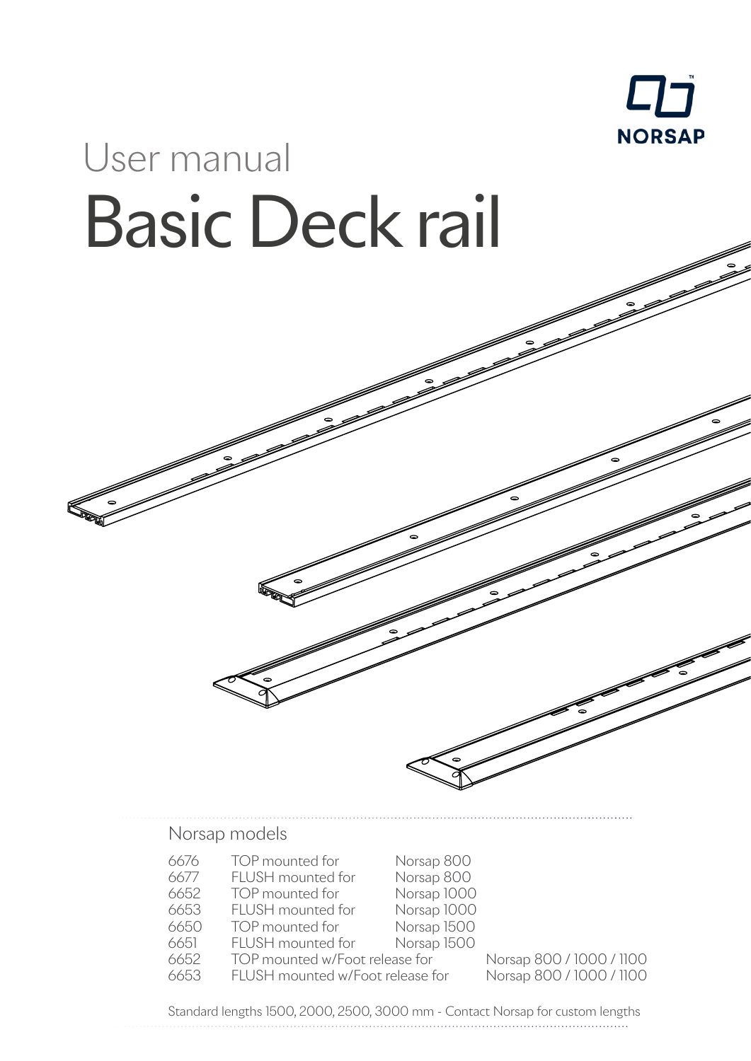NORSAP

User manual

# Basic Deck rail

## Norsap models

| | | |
|---|---|---|
| 6676 | TOP mounted for | Norsap 800 |
| 6677 | FLUSH mounted for | Norsap 800 |
| 6652 | TOP mounted for | Norsap 1000 |
| 6653 | FLUSH mounted for | Norsap 1000 |
| 6650 | TOP mounted for | Norsap 1500 |
| 6651 | FLUSH mounted for | Norsap 1500 |
| 6652 | TOP mounted w/Foot release for | Norsap 800 / 1000 / 1100 |
| 6653 | FLUSH mounted w/Foot release for | Norsap 800 / 1000 / 1100 |

Standard lengths 1500, 2000, 2500, 3000 mm - Contact Norsap for custom lengths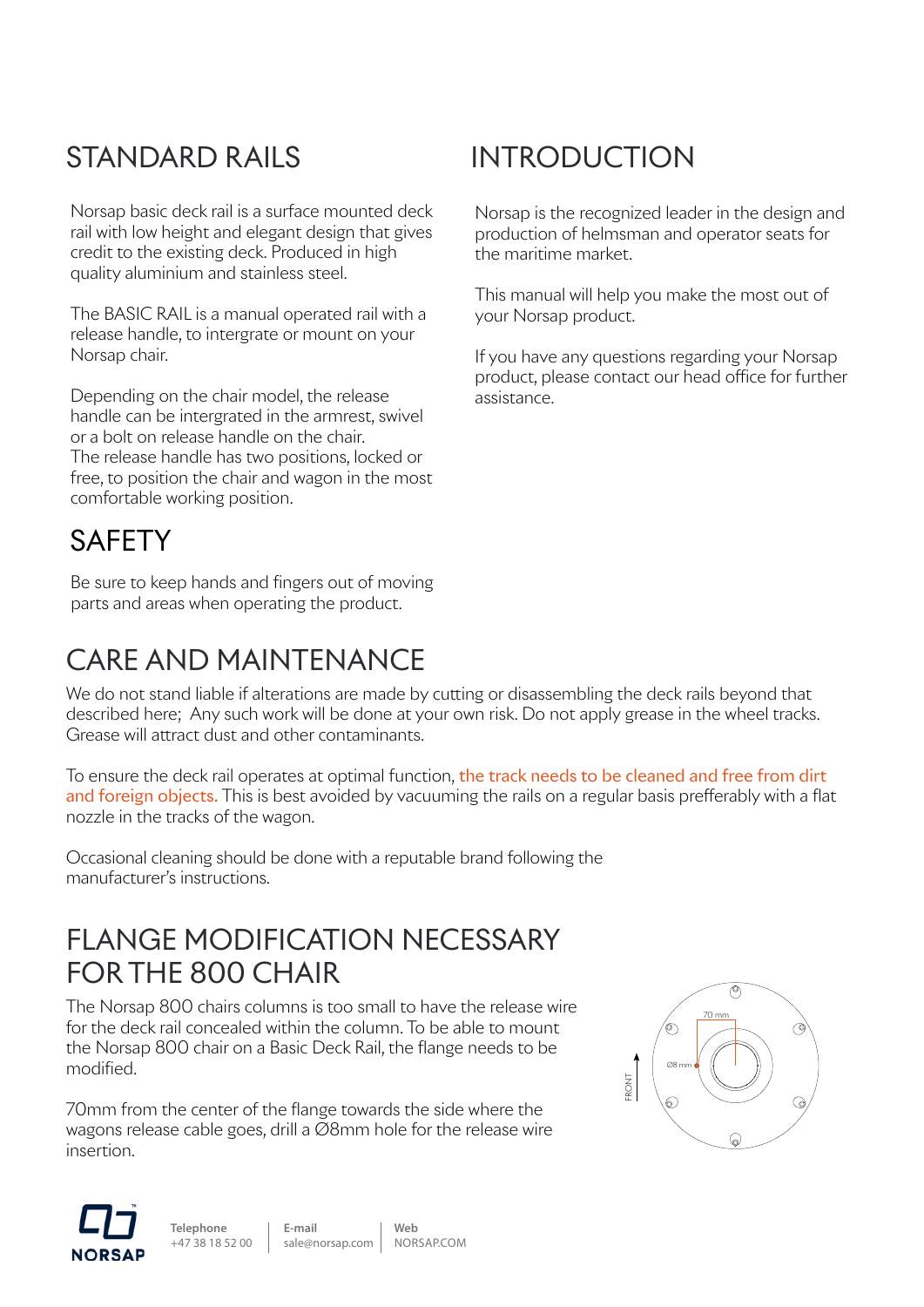## STANDARD RAILS

Norsap basic deck rail is a surface mounted deck rail with low height and elegant design that gives credit to the existing deck. Produced in high quality aluminium and stainless steel.

The BASIC RAIL is a manual operated rail with a release handle, to intergrate or mount on your Norsap chair.

Depending on the chair model, the release handle can be intergrated in the armrest, swivel or a bolt on release handle on the chair.
The release handle has two positions, locked or free, to position the chair and wagon in the most comfortable working position.

## SAFETY

Be sure to keep hands and fingers out of moving parts and areas when operating the product.

## INTRODUCTION

Norsap is the recognized leader in the design and production of helmsman and operator seats for the maritime market.

This manual will help you make the most out of your Norsap product.

If you have any questions regarding your Norsap product, please contact our head office for further assistance.

## CARE AND MAINTENANCE

We do not stand liable if alterations are made by cutting or disassembling the deck rails beyond that described here; Any such work will be done at your own risk. Do not apply grease in the wheel tracks. Grease will attract dust and other contaminants.

To ensure the deck rail operates at optimal function, the track needs to be cleaned and free from dirt and foreign objects. This is best avoided by vacuuming the rails on a regular basis prefferably with a flat nozzle in the tracks of the wagon.

Occasional cleaning should be done with a reputable brand following the manufacturer's instructions.

## FLANGE MODIFICATION NECESSARY FOR THE 800 CHAIR

The Norsap 800 chairs columns is too small to have the release wire for the deck rail concealed within the column. To be able to mount the Norsap 800 chair on a Basic Deck Rail, the flange needs to be modified.

70mm from the center of the flange towards the side where the wagons release cable goes, drill a Ø8mm hole for the release wire insertion.

70 mm

Ø8 mm

FRONT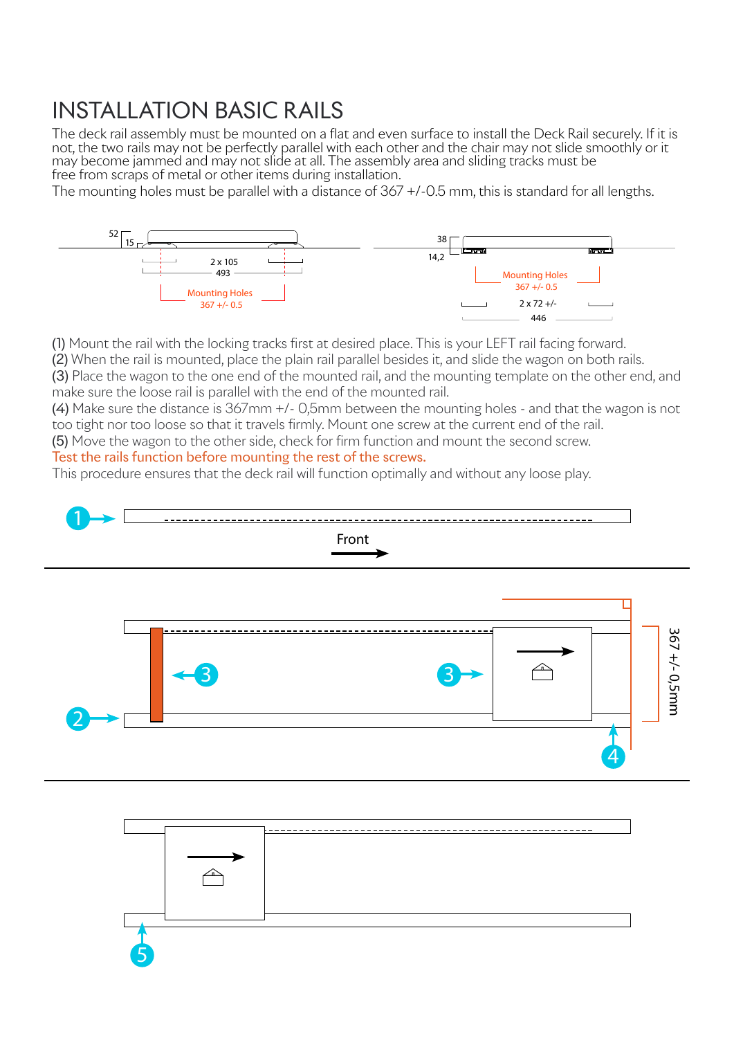# INSTALLATION BASIC RAILS

The deck rail assembly must be mounted on a flat and even surface to install the Deck Rail securely. If it is not, the two rails may not be perfectly parallel with each other and the chair may not slide smoothly or it may become jammed and may not slide at all. The assembly area and sliding tracks must be free from scraps of metal or other items during installation.

The mounting holes must be parallel with a distance of 367 +/-0.5 mm, this is standard for all lengths.

52
15
2 x 105
493
Mounting Holes
367 +/- 0.5

38
14,2
Mounting Holes
367 +/- 0.5
2 x 72 +/-
446

(1) Mount the rail with the locking tracks first at desired place. This is your LEFT rail facing forward.
(2) When the rail is mounted, place the plain rail parallel besides it, and slide the wagon on both rails.
(3) Place the wagon to the one end of the mounted rail, and the mounting template on the other end, and make sure the loose rail is parallel with the end of the mounted rail.
(4) Make sure the distance is 367mm +/- 0,5mm between the mounting holes - and that the wagon is not too tight nor too loose so that it travels firmly. Mount one screw at the current end of the rail.
(5) Move the wagon to the other side, check for firm function and mount the second screw.
Test the rails function before mounting the rest of the screws.
This procedure ensures that the deck rail will function optimally and without any loose play.

1
Front

2
3
3
4
367 +/- 0,5mm

5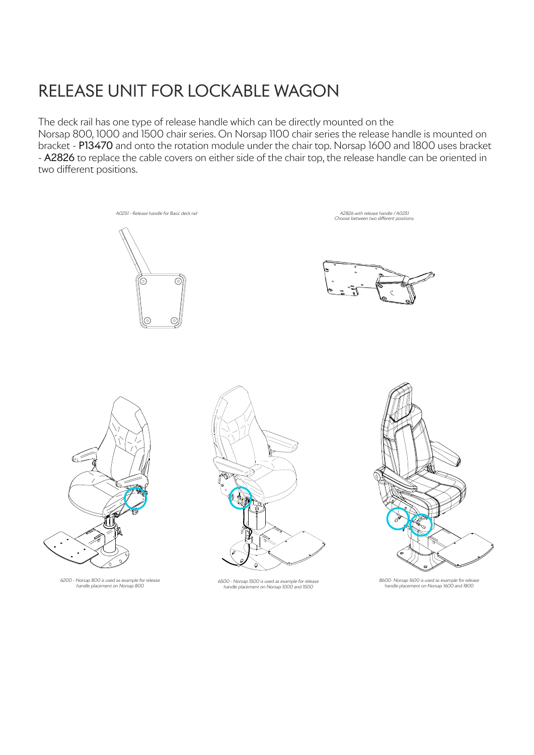# RELEASE UNIT FOR LOCKABLE WAGON

The deck rail has one type of release handle which can be directly mounted on the Norsap 800, 1000 and 1500 chair series. On Norsap 1100 chair series the release handle is mounted on bracket - **P13470** and onto the rotation module under the chair top. Norsap 1600 and 1800 uses bracket - **A2826** to replace the cable covers on either side of the chair top, the release handle can be oriented in two different positions.

*A0251 - Release handle for Basic deck rail*

*A2826 with release handle / A0251*
*Choose between two different positions.*

*6200 - Norsap 800 is used as example for release handle placement on Norsap 800*

*6500 - Norsap 1500 is used as example for release handle placement on Norsap 1000 and 1500*

*8600- Norsap 1600 is used as example for release handle placement on Norsap 1600 and 1800*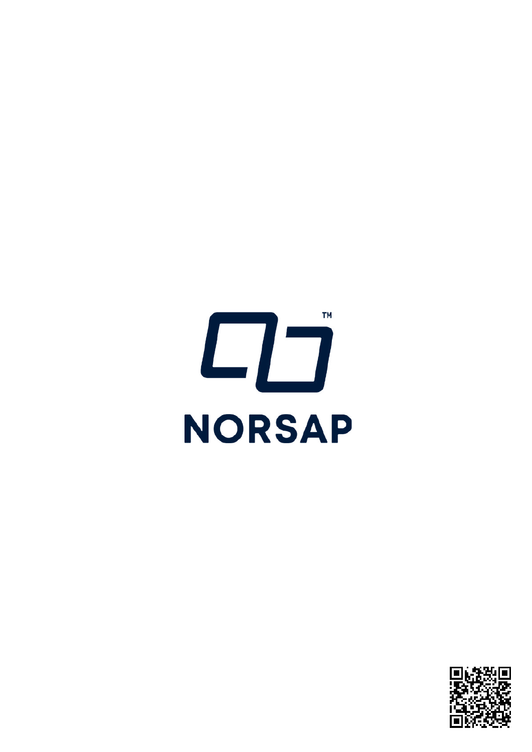™

NORSAP